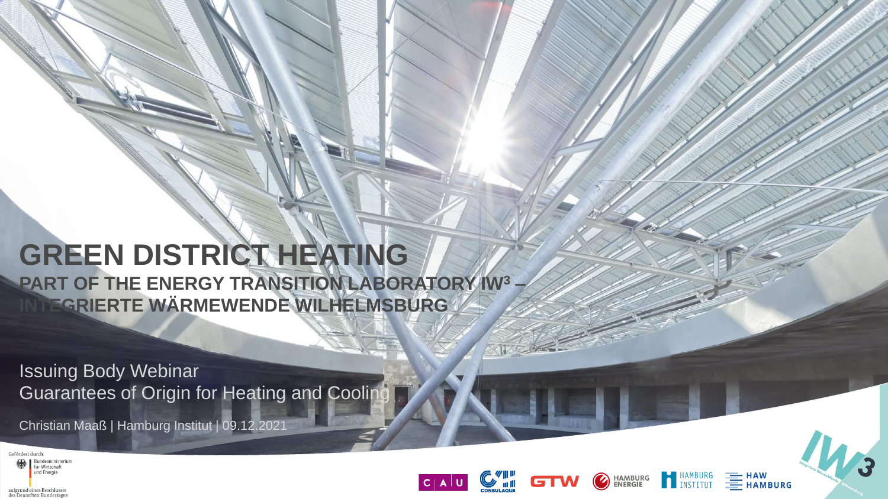# GREEN DISTRICT HEATING

## PART OF THE ENERGY TRANSITION LABORATORY IW³ – INTEGRIERTE WÄRMEWENDE WILHELMSBURG

Issuing Body Webinar
Guarantees of Origin for Heating and Cooling

Christian Maaß | Hamburg Institut | 09.12.2021

Gefördert durch:
Bundesministerium für Wirtschaft und Energie

aufgrund eines Beschlusses des Deutschen Bundestages

C | A | U    CONSULAQUA    GTW    HAMBURG ENERGIE    HAMBURG INSTITUT    HAW HAMBURG    IW3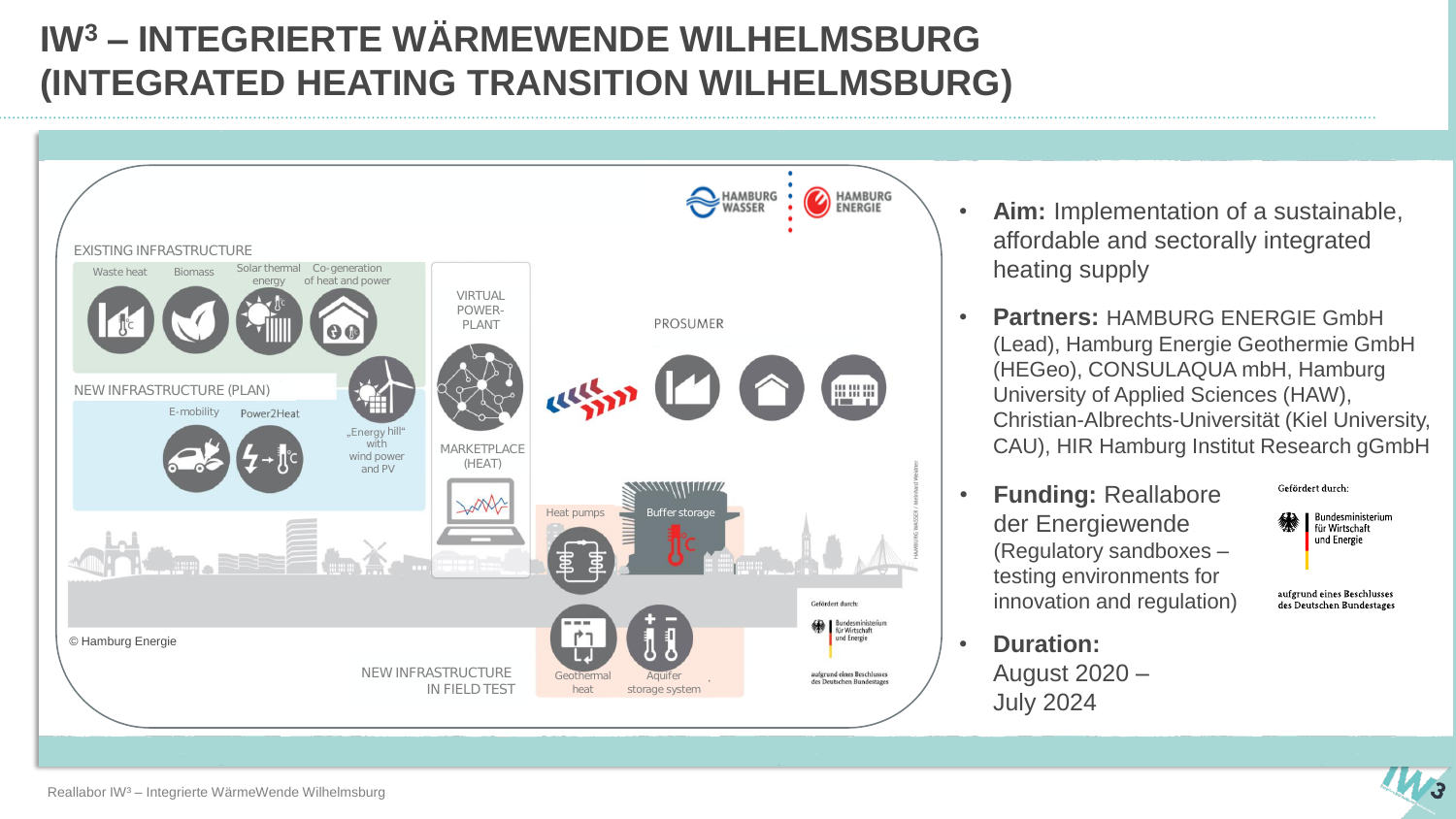# IW³ – INTEGRIERTE WÄRMEWENDE WILHELMSBURG (INTEGRATED HEATING TRANSITION WILHELMSBURG)

EXISTING INFRASTRUCTURE

Waste heat | Biomass | Solar thermal energy | Co-generation of heat and power

NEW INFRASTRUCTURE (PLAN)

E-mobility | Power2Heat | „Energy hill" with wind power and PV

VIRTUAL POWER-PLANT

MARKETPLACE (HEAT)

PROSUMER

Heat pumps | Buffer storage

Geothermal heat | Aquifer storage system

NEW INFRASTRUCTURE IN FIELD TEST

© Hamburg Energie

- **Aim:** Implementation of a sustainable, affordable and sectorally integrated heating supply
- **Partners:** HAMBURG ENERGIE GmbH (Lead), Hamburg Energie Geothermie GmbH (HEGeo), CONSULAQUA mbH, Hamburg University of Applied Sciences (HAW), Christian-Albrechts-Universität (Kiel University, CAU), HIR Hamburg Institut Research gGmbH
- **Funding:** Reallabore der Energiewende (Regulatory sandboxes – testing environments for innovation and regulation)

  Gefördert durch: Bundesministerium für Wirtschaft und Energie

  aufgrund eines Beschlusses des Deutschen Bundestages
- **Duration:** August 2020 – July 2024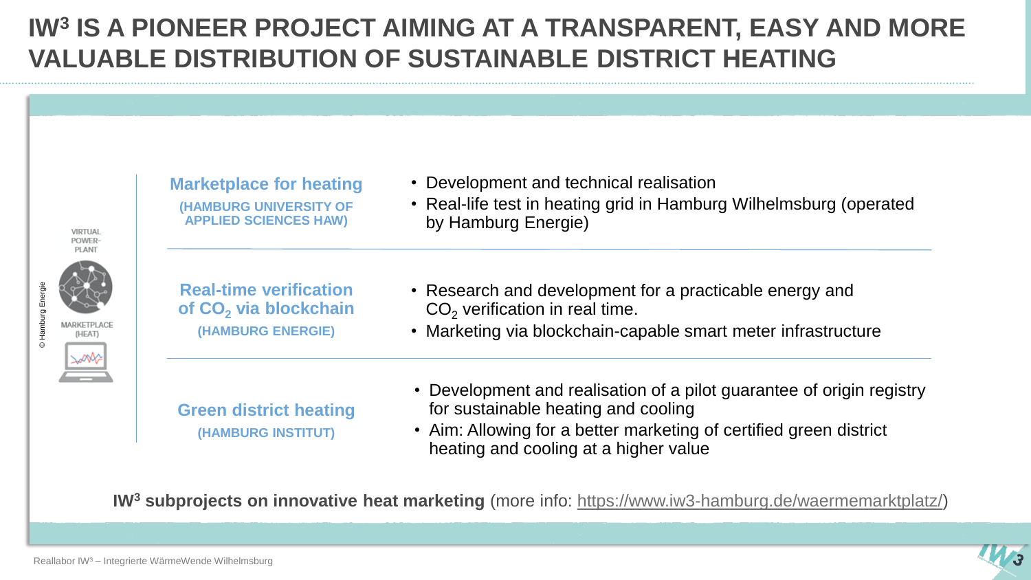# IW³ IS A PIONEER PROJECT AIMING AT A TRANSPARENT, EASY AND MORE VALUABLE DISTRIBUTION OF SUSTAINABLE DISTRICT HEATING

VIRTUAL POWER-PLANT

MARKETPLACE (HEAT)

© Hamburg Energie

| | |
|---|---|
| **Marketplace for heating** (HAMBURG UNIVERSITY OF APPLIED SCIENCES HAW) | • Development and technical realisation<br>• Real-life test in heating grid in Hamburg Wilhelmsburg (operated by Hamburg Energie) |
| **Real-time verification of $CO_2$ via blockchain** (HAMBURG ENERGIE) | • Research and development for a practicable energy and $CO_2$ verification in real time.<br>• Marketing via blockchain-capable smart meter infrastructure |
| **Green district heating** (HAMBURG INSTITUT) | • Development and realisation of a pilot guarantee of origin registry for sustainable heating and cooling<br>• Aim: Allowing for a better marketing of certified green district heating and cooling at a higher value |

**IW³ subprojects on innovative heat marketing** (more info: https://www.iw3-hamburg.de/waermemarktplatz/)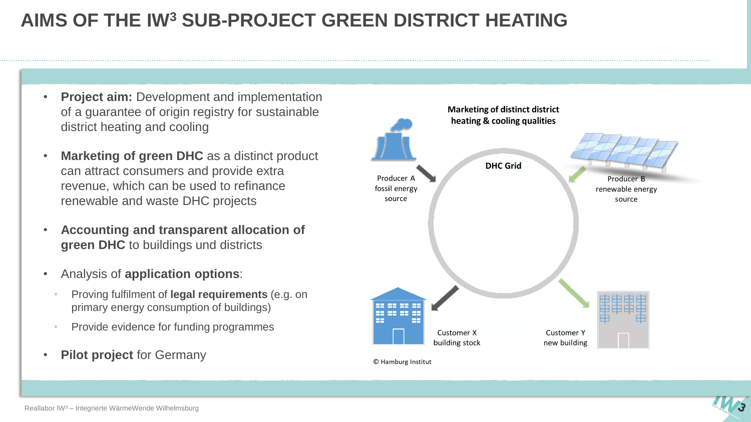# AIMS OF THE IW$^3$ SUB-PROJECT GREEN DISTRICT HEATING

- **Project aim:** Development and implementation of a guarantee of origin registry for sustainable district heating and cooling
- **Marketing of green DHC** as a distinct product can attract consumers and provide extra revenue, which can be used to refinance renewable and waste DHC projects
- **Accounting and transparent allocation of green DHC** to buildings und districts
- Analysis of **application options**:
  - Proving fulfilment of **legal requirements** (e.g. on primary energy consumption of buildings)
  - Provide evidence for funding programmes
- **Pilot project** for Germany

**Marketing of distinct district heating & cooling qualities**

**DHC Grid**

Producer A fossil energy source

Producer B renewable energy source

Customer X building stock

Customer Y new building

© Hamburg Institut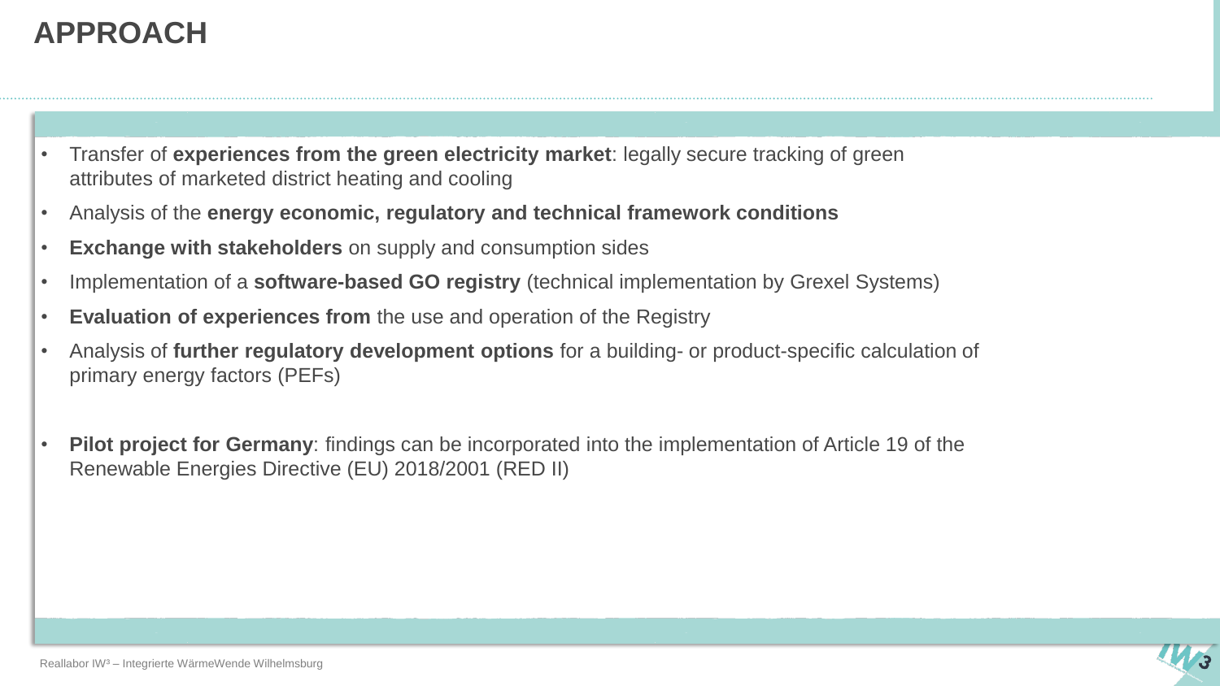# APPROACH

- Transfer of **experiences from the green electricity market**: legally secure tracking of green attributes of marketed district heating and cooling
- Analysis of the **energy economic, regulatory and technical framework conditions**
- **Exchange with stakeholders** on supply and consumption sides
- Implementation of a **software-based GO registry** (technical implementation by Grexel Systems)
- **Evaluation of experiences from** the use and operation of the Registry
- Analysis of **further regulatory development options** for a building- or product-specific calculation of primary energy factors (PEFs)

- **Pilot project for Germany**: findings can be incorporated into the implementation of Article 19 of the Renewable Energies Directive (EU) 2018/2001 (RED II)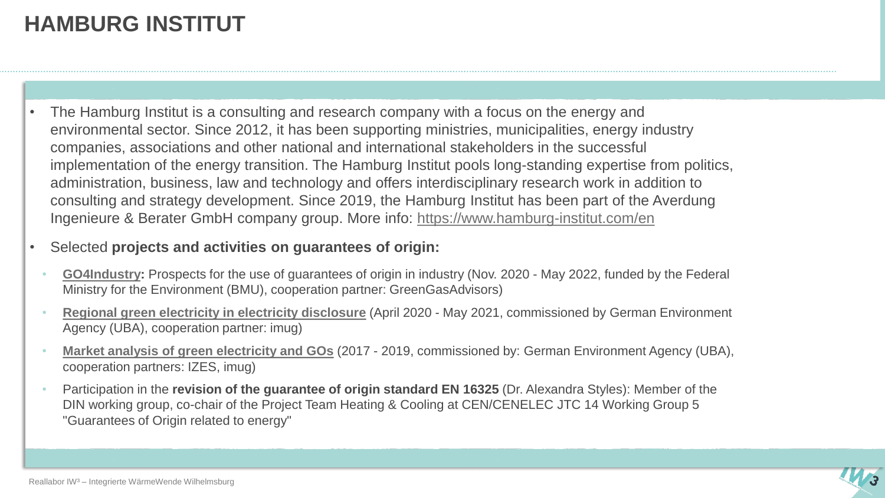# HAMBURG INSTITUT

- The Hamburg Institut is a consulting and research company with a focus on the energy and environmental sector. Since 2012, it has been supporting ministries, municipalities, energy industry companies, associations and other national and international stakeholders in the successful implementation of the energy transition. The Hamburg Institut pools long-standing expertise from politics, administration, business, law and technology and offers interdisciplinary research work in addition to consulting and strategy development. Since 2019, the Hamburg Institut has been part of the Averdung Ingenieure & Berater GmbH company group. More info: https://www.hamburg-institut.com/en
- Selected **projects and activities on guarantees of origin:**
  - **GO4Industry:** Prospects for the use of guarantees of origin in industry (Nov. 2020 - May 2022, funded by the Federal Ministry for the Environment (BMU), cooperation partner: GreenGasAdvisors)
  - **Regional green electricity in electricity disclosure** (April 2020 - May 2021, commissioned by German Environment Agency (UBA), cooperation partner: imug)
  - **Market analysis of green electricity and GOs** (2017 - 2019, commissioned by: German Environment Agency (UBA), cooperation partners: IZES, imug)
  - Participation in the **revision of the guarantee of origin standard EN 16325** (Dr. Alexandra Styles): Member of the DIN working group, co-chair of the Project Team Heating & Cooling at CEN/CENELEC JTC 14 Working Group 5 "Guarantees of Origin related to energy"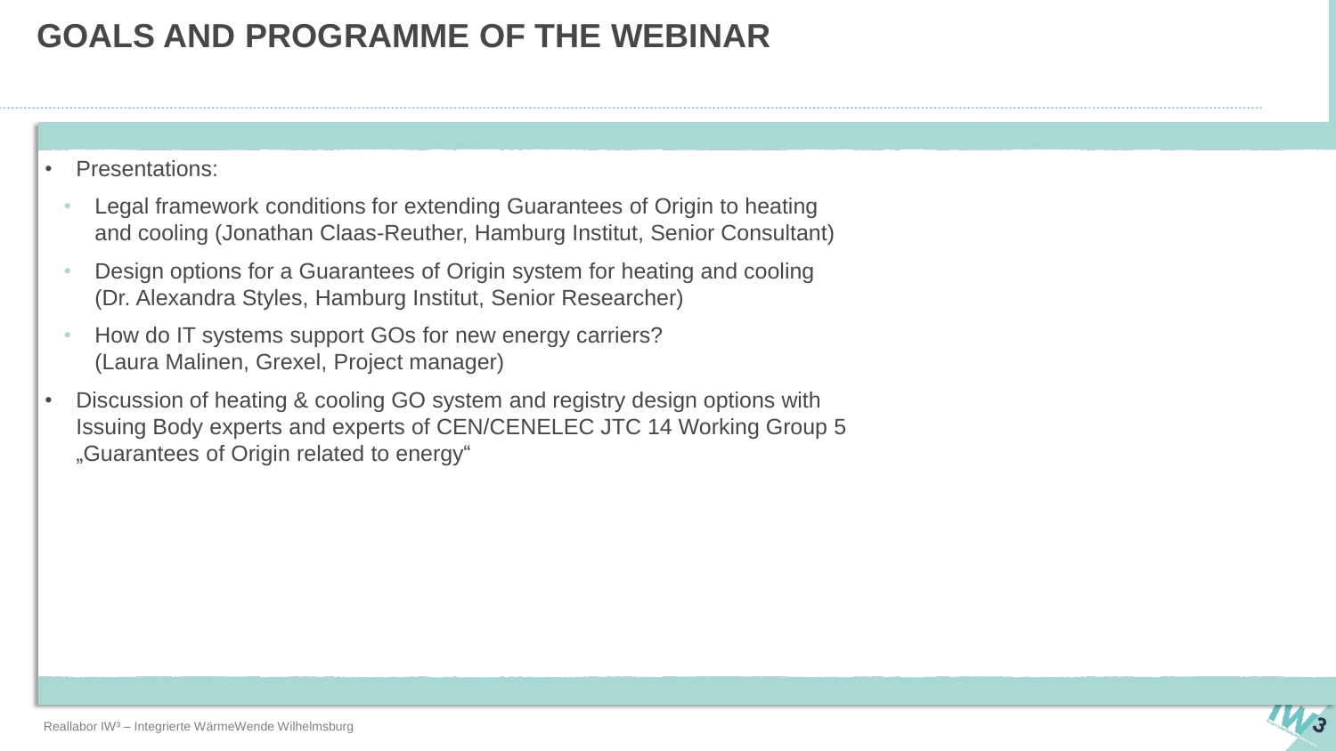# GOALS AND PROGRAMME OF THE WEBINAR

- Presentations:
  - Legal framework conditions for extending Guarantees of Origin to heating and cooling (Jonathan Claas-Reuther, Hamburg Institut, Senior Consultant)
  - Design options for a Guarantees of Origin system for heating and cooling (Dr. Alexandra Styles, Hamburg Institut, Senior Researcher)
  - How do IT systems support GOs for new energy carriers? (Laura Malinen, Grexel, Project manager)
- Discussion of heating & cooling GO system and registry design options with Issuing Body experts and experts of CEN/CENELEC JTC 14 Working Group 5 „Guarantees of Origin related to energy“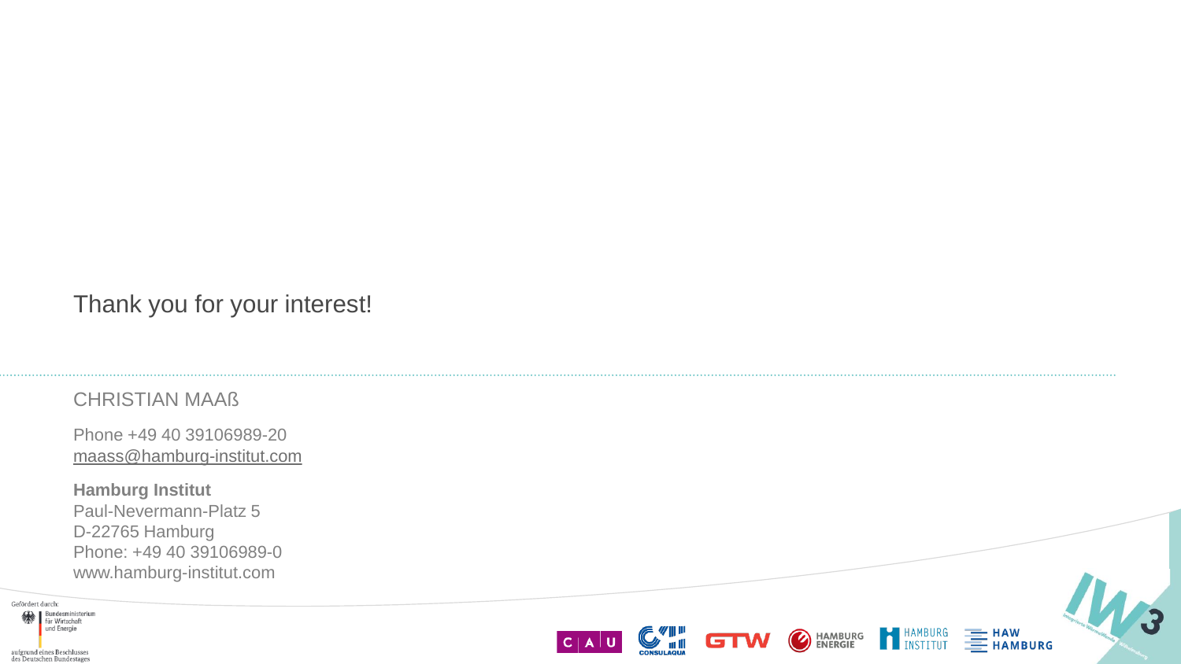Thank you for your interest!

CHRISTIAN MAAß

Phone +49 40 39106989-20
maass@hamburg-institut.com

**Hamburg Institut**
Paul-Nevermann-Platz 5
D-22765 Hamburg
Phone: +49 40 39106989-0
www.hamburg-institut.com

Gefördert durch:
Bundesministerium für Wirtschaft und Energie
aufgrund eines Beschlusses des Deutschen Bundestages